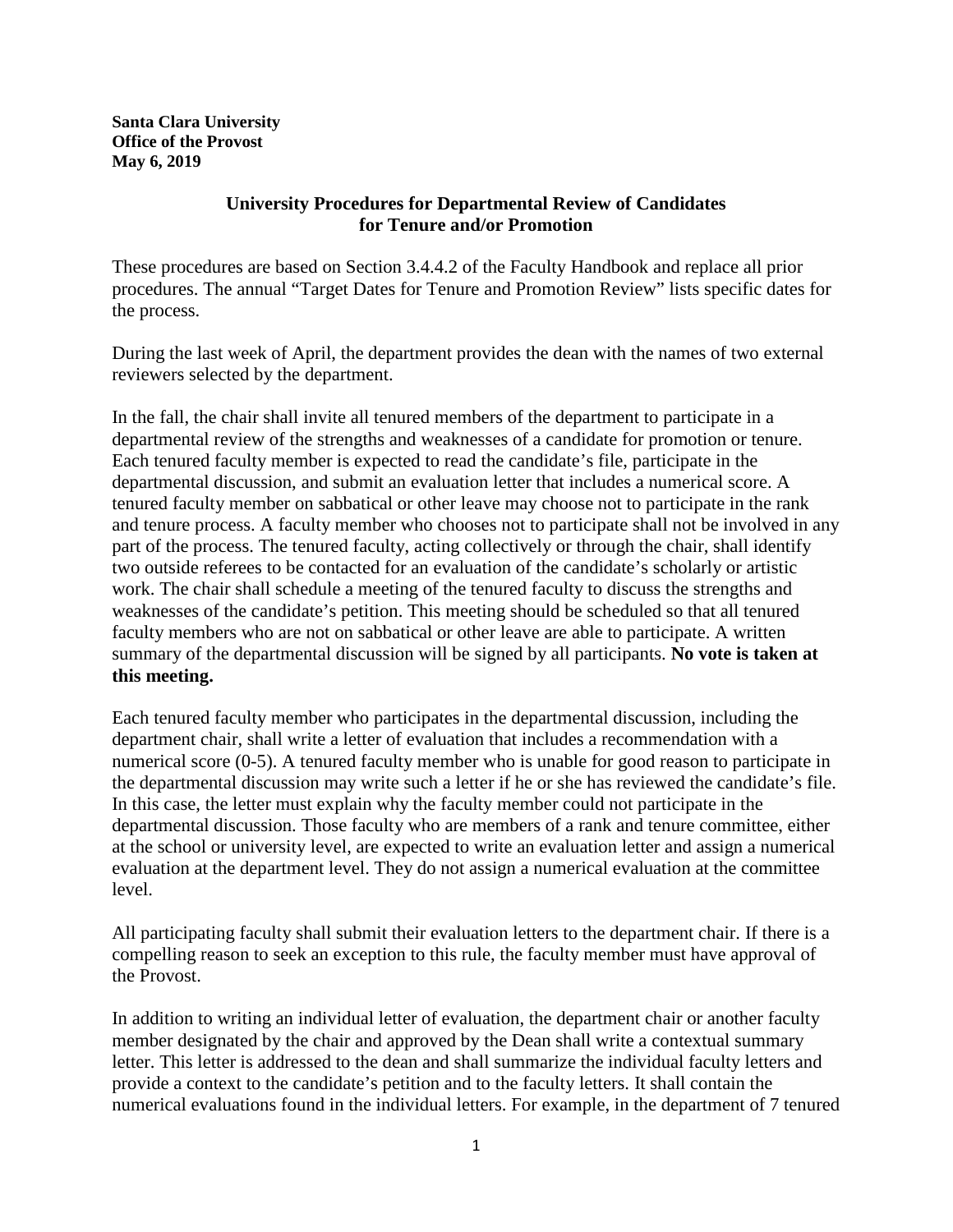**Santa Clara University**
**Office of the Provost**
**May 6, 2019**

## University Procedures for Departmental Review of Candidates for Tenure and/or Promotion

These procedures are based on Section 3.4.4.2 of the Faculty Handbook and replace all prior procedures. The annual "Target Dates for Tenure and Promotion Review" lists specific dates for the process.

During the last week of April, the department provides the dean with the names of two external reviewers selected by the department.

In the fall, the chair shall invite all tenured members of the department to participate in a departmental review of the strengths and weaknesses of a candidate for promotion or tenure. Each tenured faculty member is expected to read the candidate's file, participate in the departmental discussion, and submit an evaluation letter that includes a numerical score. A tenured faculty member on sabbatical or other leave may choose not to participate in the rank and tenure process. A faculty member who chooses not to participate shall not be involved in any part of the process. The tenured faculty, acting collectively or through the chair, shall identify two outside referees to be contacted for an evaluation of the candidate's scholarly or artistic work. The chair shall schedule a meeting of the tenured faculty to discuss the strengths and weaknesses of the candidate's petition. This meeting should be scheduled so that all tenured faculty members who are not on sabbatical or other leave are able to participate. A written summary of the departmental discussion will be signed by all participants. **No vote is taken at this meeting.**

Each tenured faculty member who participates in the departmental discussion, including the department chair, shall write a letter of evaluation that includes a recommendation with a numerical score (0-5). A tenured faculty member who is unable for good reason to participate in the departmental discussion may write such a letter if he or she has reviewed the candidate's file. In this case, the letter must explain why the faculty member could not participate in the departmental discussion. Those faculty who are members of a rank and tenure committee, either at the school or university level, are expected to write an evaluation letter and assign a numerical evaluation at the department level. They do not assign a numerical evaluation at the committee level.

All participating faculty shall submit their evaluation letters to the department chair. If there is a compelling reason to seek an exception to this rule, the faculty member must have approval of the Provost.

In addition to writing an individual letter of evaluation, the department chair or another faculty member designated by the chair and approved by the Dean shall write a contextual summary letter. This letter is addressed to the dean and shall summarize the individual faculty letters and provide a context to the candidate's petition and to the faculty letters. It shall contain the numerical evaluations found in the individual letters. For example, in the department of 7 tenured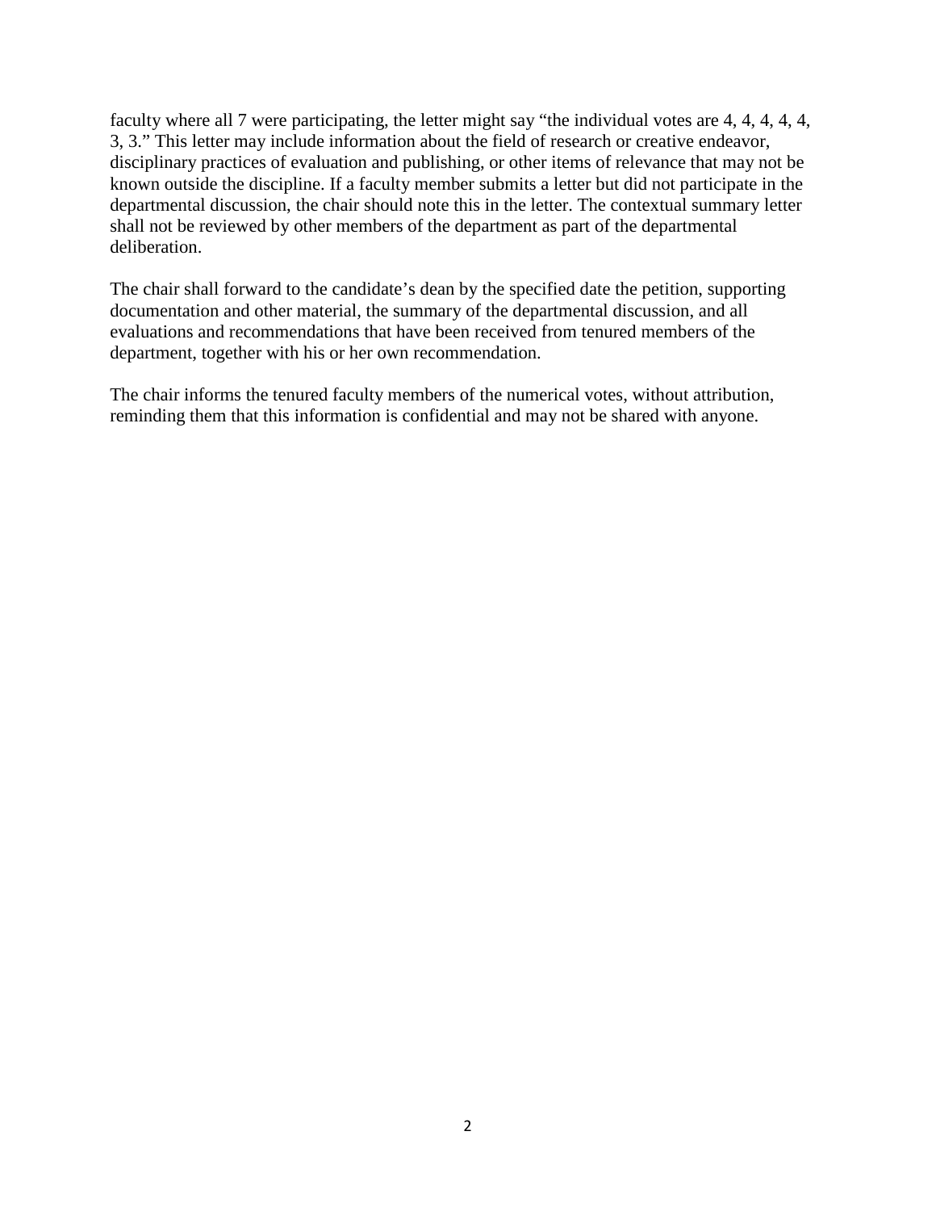faculty where all 7 were participating, the letter might say "the individual votes are 4, 4, 4, 4, 4, 3, 3." This letter may include information about the field of research or creative endeavor, disciplinary practices of evaluation and publishing, or other items of relevance that may not be known outside the discipline. If a faculty member submits a letter but did not participate in the departmental discussion, the chair should note this in the letter. The contextual summary letter shall not be reviewed by other members of the department as part of the departmental deliberation.

The chair shall forward to the candidate's dean by the specified date the petition, supporting documentation and other material, the summary of the departmental discussion, and all evaluations and recommendations that have been received from tenured members of the department, together with his or her own recommendation.

The chair informs the tenured faculty members of the numerical votes, without attribution, reminding them that this information is confidential and may not be shared with anyone.